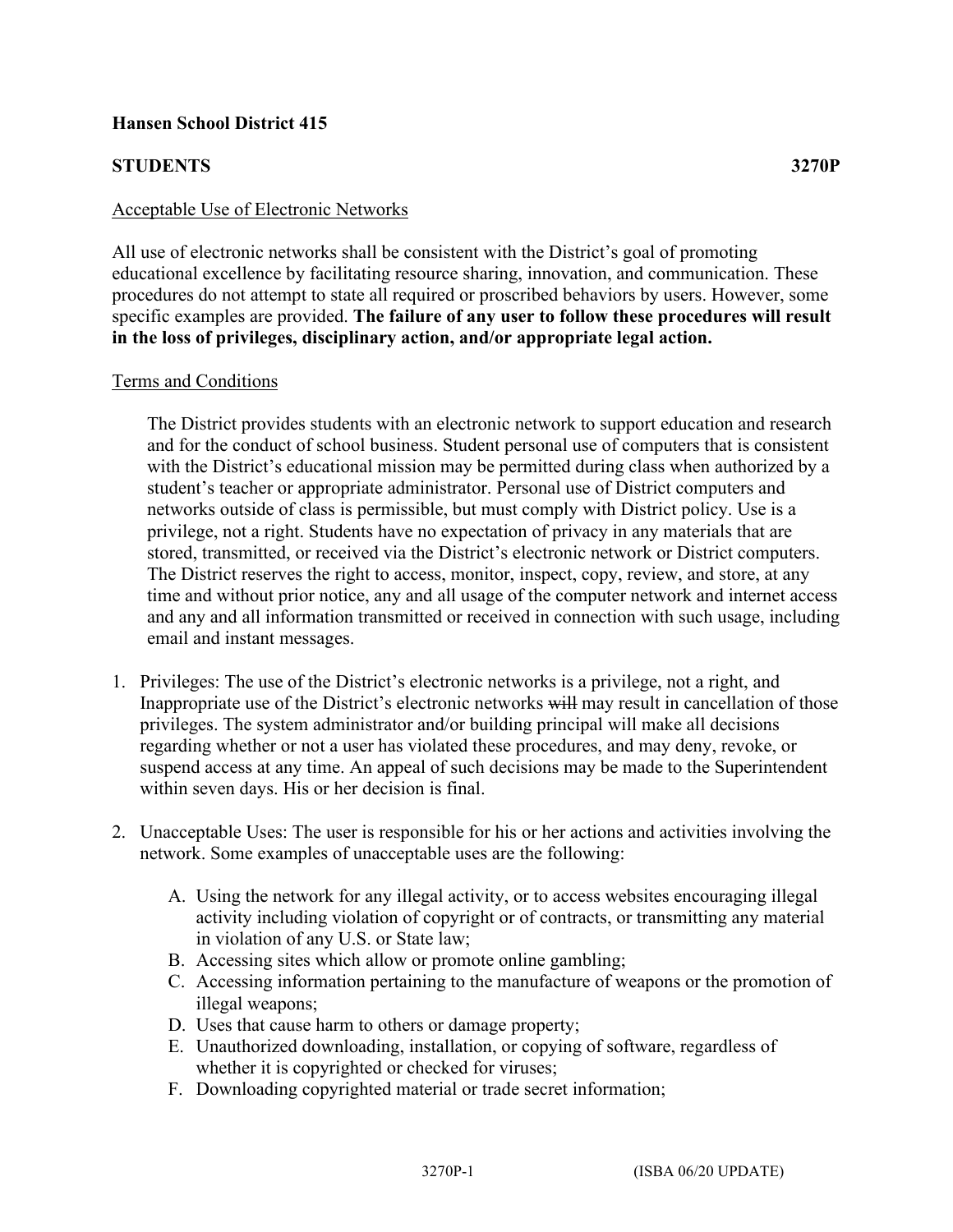**Hansen School District 415**

**STUDENTS 3270P**

Acceptable Use of Electronic Networks

All use of electronic networks shall be consistent with the District's goal of promoting educational excellence by facilitating resource sharing, innovation, and communication. These procedures do not attempt to state all required or proscribed behaviors by users. However, some specific examples are provided. **The failure of any user to follow these procedures will result in the loss of privileges, disciplinary action, and/or appropriate legal action.**

Terms and Conditions

The District provides students with an electronic network to support education and research and for the conduct of school business. Student personal use of computers that is consistent with the District's educational mission may be permitted during class when authorized by a student's teacher or appropriate administrator. Personal use of District computers and networks outside of class is permissible, but must comply with District policy. Use is a privilege, not a right. Students have no expectation of privacy in any materials that are stored, transmitted, or received via the District's electronic network or District computers. The District reserves the right to access, monitor, inspect, copy, review, and store, at any time and without prior notice, any and all usage of the computer network and internet access and any and all information transmitted or received in connection with such usage, including email and instant messages.

1. Privileges: The use of the District's electronic networks is a privilege, not a right, and Inappropriate use of the District's electronic networks ~~will~~ may result in cancellation of those privileges. The system administrator and/or building principal will make all decisions regarding whether or not a user has violated these procedures, and may deny, revoke, or suspend access at any time. An appeal of such decisions may be made to the Superintendent within seven days. His or her decision is final.

2. Unacceptable Uses: The user is responsible for his or her actions and activities involving the network. Some examples of unacceptable uses are the following:

   A. Using the network for any illegal activity, or to access websites encouraging illegal activity including violation of copyright or of contracts, or transmitting any material in violation of any U.S. or State law;
   B. Accessing sites which allow or promote online gambling;
   C. Accessing information pertaining to the manufacture of weapons or the promotion of illegal weapons;
   D. Uses that cause harm to others or damage property;
   E. Unauthorized downloading, installation, or copying of software, regardless of whether it is copyrighted or checked for viruses;
   F. Downloading copyrighted material or trade secret information;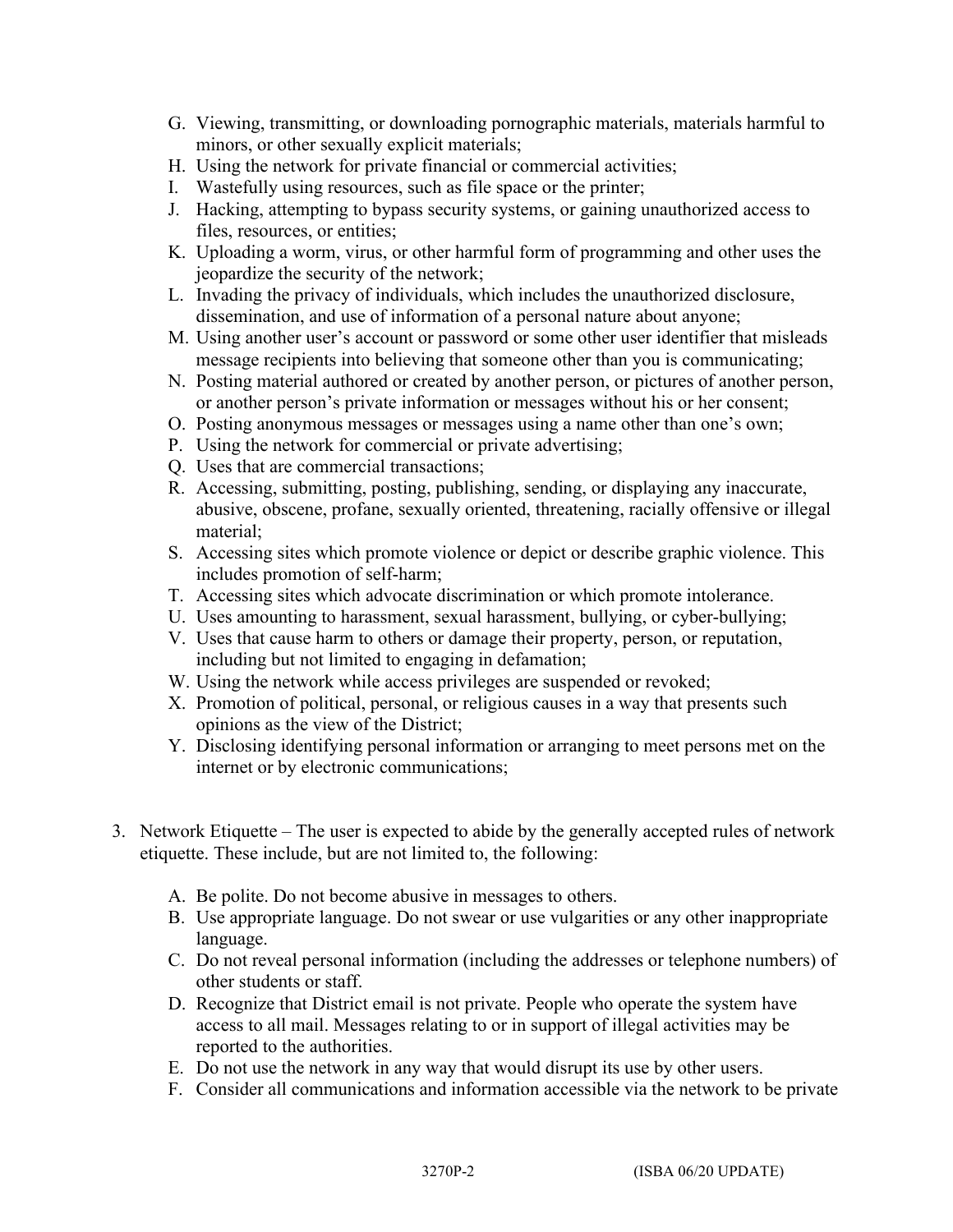G. Viewing, transmitting, or downloading pornographic materials, materials harmful to minors, or other sexually explicit materials;
H. Using the network for private financial or commercial activities;
I. Wastefully using resources, such as file space or the printer;
J. Hacking, attempting to bypass security systems, or gaining unauthorized access to files, resources, or entities;
K. Uploading a worm, virus, or other harmful form of programming and other uses the jeopardize the security of the network;
L. Invading the privacy of individuals, which includes the unauthorized disclosure, dissemination, and use of information of a personal nature about anyone;
M. Using another user's account or password or some other user identifier that misleads message recipients into believing that someone other than you is communicating;
N. Posting material authored or created by another person, or pictures of another person, or another person's private information or messages without his or her consent;
O. Posting anonymous messages or messages using a name other than one's own;
P. Using the network for commercial or private advertising;
Q. Uses that are commercial transactions;
R. Accessing, submitting, posting, publishing, sending, or displaying any inaccurate, abusive, obscene, profane, sexually oriented, threatening, racially offensive or illegal material;
S. Accessing sites which promote violence or depict or describe graphic violence. This includes promotion of self-harm;
T. Accessing sites which advocate discrimination or which promote intolerance.
U. Uses amounting to harassment, sexual harassment, bullying, or cyber-bullying;
V. Uses that cause harm to others or damage their property, person, or reputation, including but not limited to engaging in defamation;
W. Using the network while access privileges are suspended or revoked;
X. Promotion of political, personal, or religious causes in a way that presents such opinions as the view of the District;
Y. Disclosing identifying personal information or arranging to meet persons met on the internet or by electronic communications;

3. Network Etiquette – The user is expected to abide by the generally accepted rules of network etiquette. These include, but are not limited to, the following:

   A. Be polite. Do not become abusive in messages to others.
   B. Use appropriate language. Do not swear or use vulgarities or any other inappropriate language.
   C. Do not reveal personal information (including the addresses or telephone numbers) of other students or staff.
   D. Recognize that District email is not private. People who operate the system have access to all mail. Messages relating to or in support of illegal activities may be reported to the authorities.
   E. Do not use the network in any way that would disrupt its use by other users.
   F. Consider all communications and information accessible via the network to be private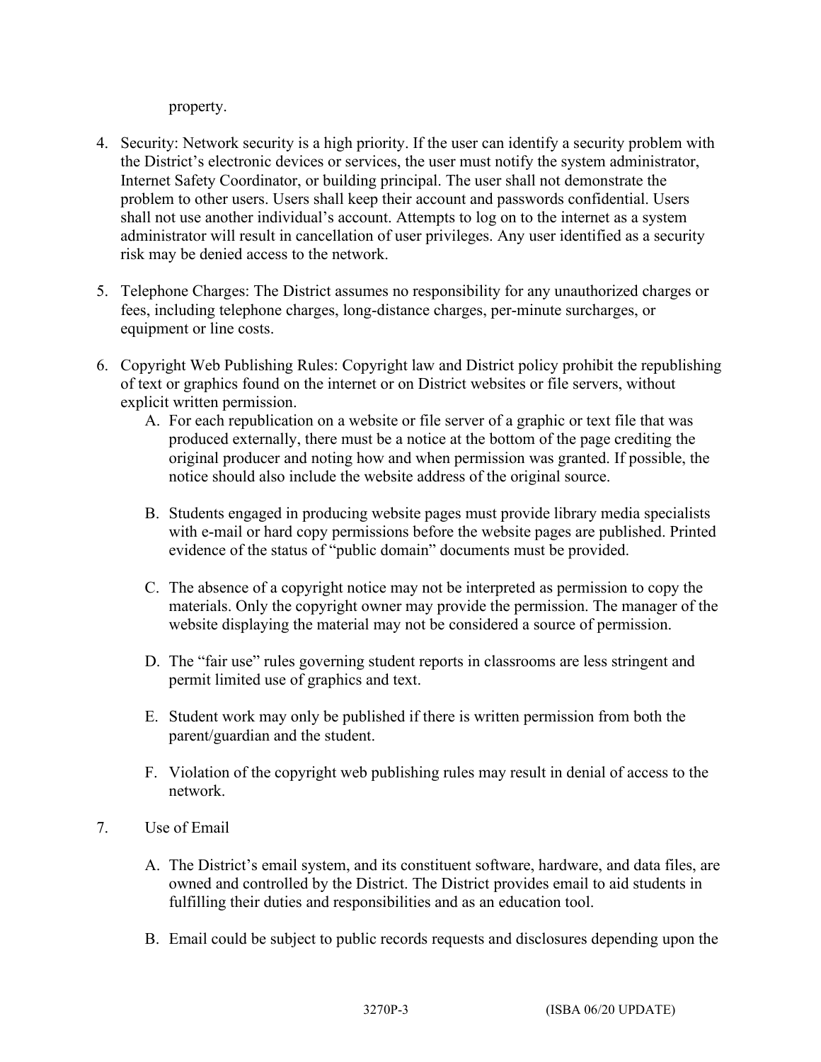property.

4. Security: Network security is a high priority. If the user can identify a security problem with the District's electronic devices or services, the user must notify the system administrator, Internet Safety Coordinator, or building principal. The user shall not demonstrate the problem to other users. Users shall keep their account and passwords confidential. Users shall not use another individual's account. Attempts to log on to the internet as a system administrator will result in cancellation of user privileges. Any user identified as a security risk may be denied access to the network.

5. Telephone Charges: The District assumes no responsibility for any unauthorized charges or fees, including telephone charges, long-distance charges, per-minute surcharges, or equipment or line costs.

6. Copyright Web Publishing Rules: Copyright law and District policy prohibit the republishing of text or graphics found on the internet or on District websites or file servers, without explicit written permission.
   A. For each republication on a website or file server of a graphic or text file that was produced externally, there must be a notice at the bottom of the page crediting the original producer and noting how and when permission was granted. If possible, the notice should also include the website address of the original source.

   B. Students engaged in producing website pages must provide library media specialists with e-mail or hard copy permissions before the website pages are published. Printed evidence of the status of "public domain" documents must be provided.

   C. The absence of a copyright notice may not be interpreted as permission to copy the materials. Only the copyright owner may provide the permission. The manager of the website displaying the material may not be considered a source of permission.

   D. The "fair use" rules governing student reports in classrooms are less stringent and permit limited use of graphics and text.

   E. Student work may only be published if there is written permission from both the parent/guardian and the student.

   F. Violation of the copyright web publishing rules may result in denial of access to the network.

7. Use of Email

   A. The District's email system, and its constituent software, hardware, and data files, are owned and controlled by the District. The District provides email to aid students in fulfilling their duties and responsibilities and as an education tool.

   B. Email could be subject to public records requests and disclosures depending upon the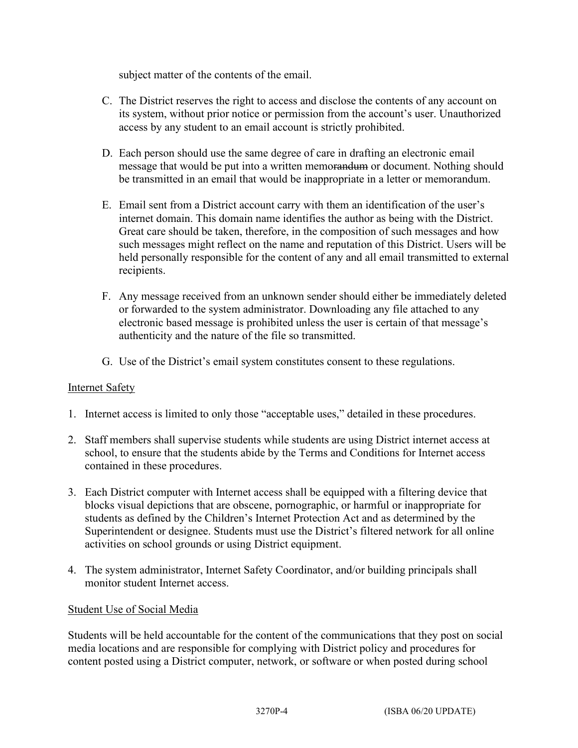subject matter of the contents of the email.

C. The District reserves the right to access and disclose the contents of any account on its system, without prior notice or permission from the account's user. Unauthorized access by any student to an email account is strictly prohibited.

D. Each person should use the same degree of care in drafting an electronic email message that would be put into a written memo~~randum~~ or document. Nothing should be transmitted in an email that would be inappropriate in a letter or memorandum.

E. Email sent from a District account carry with them an identification of the user's internet domain. This domain name identifies the author as being with the District. Great care should be taken, therefore, in the composition of such messages and how such messages might reflect on the name and reputation of this District. Users will be held personally responsible for the content of any and all email transmitted to external recipients.

F. Any message received from an unknown sender should either be immediately deleted or forwarded to the system administrator. Downloading any file attached to any electronic based message is prohibited unless the user is certain of that message's authenticity and the nature of the file so transmitted.

G. Use of the District's email system constitutes consent to these regulations.

## Internet Safety

1. Internet access is limited to only those "acceptable uses," detailed in these procedures.

2. Staff members shall supervise students while students are using District internet access at school, to ensure that the students abide by the Terms and Conditions for Internet access contained in these procedures.

3. Each District computer with Internet access shall be equipped with a filtering device that blocks visual depictions that are obscene, pornographic, or harmful or inappropriate for students as defined by the Children's Internet Protection Act and as determined by the Superintendent or designee. Students must use the District's filtered network for all online activities on school grounds or using District equipment.

4. The system administrator, Internet Safety Coordinator, and/or building principals shall monitor student Internet access.

## Student Use of Social Media

Students will be held accountable for the content of the communications that they post on social media locations and are responsible for complying with District policy and procedures for content posted using a District computer, network, or software or when posted during school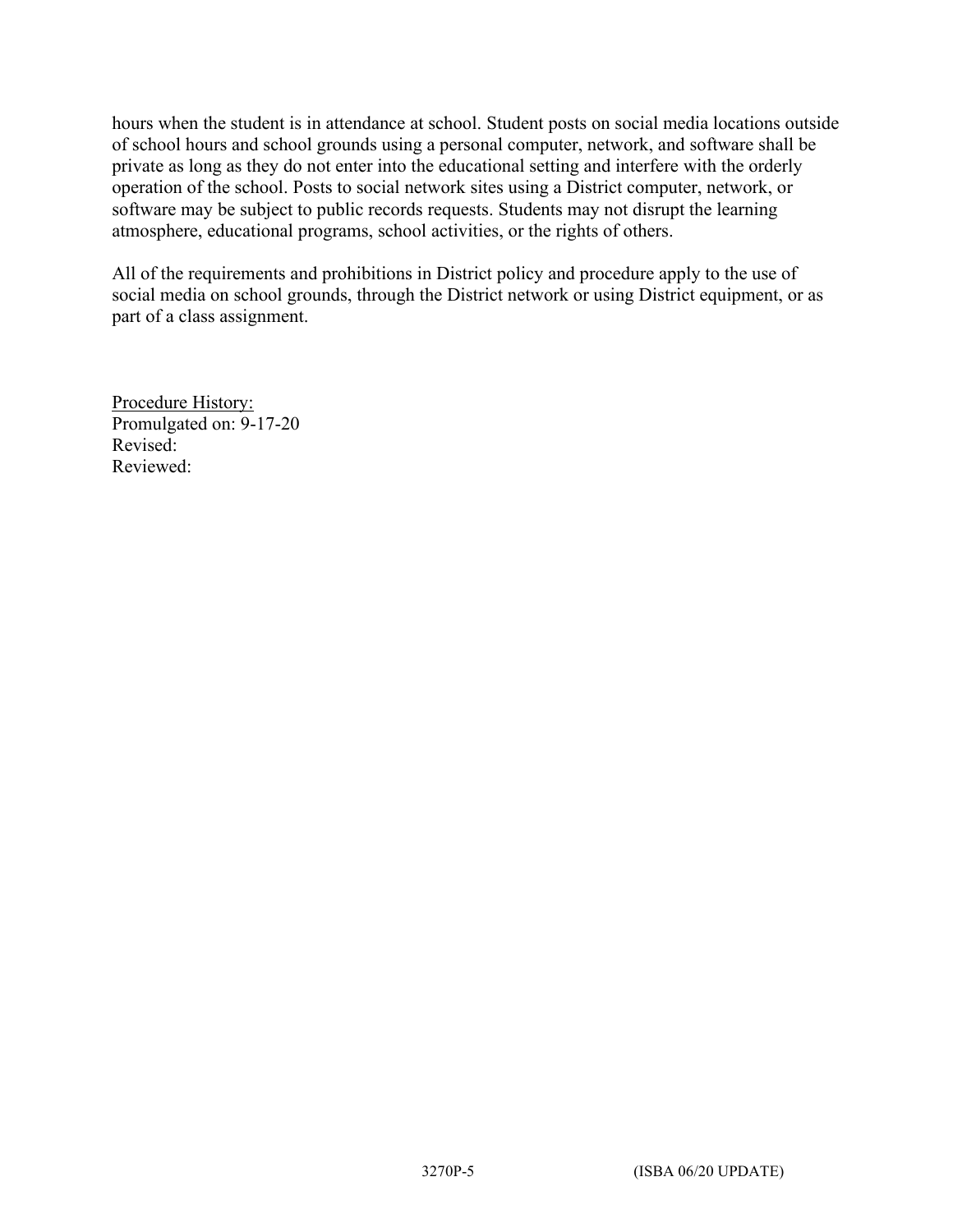hours when the student is in attendance at school. Student posts on social media locations outside of school hours and school grounds using a personal computer, network, and software shall be private as long as they do not enter into the educational setting and interfere with the orderly operation of the school. Posts to social network sites using a District computer, network, or software may be subject to public records requests. Students may not disrupt the learning atmosphere, educational programs, school activities, or the rights of others.

All of the requirements and prohibitions in District policy and procedure apply to the use of social media on school grounds, through the District network or using District equipment, or as part of a class assignment.

Procedure History:
Promulgated on: 9-17-20
Revised:
Reviewed: